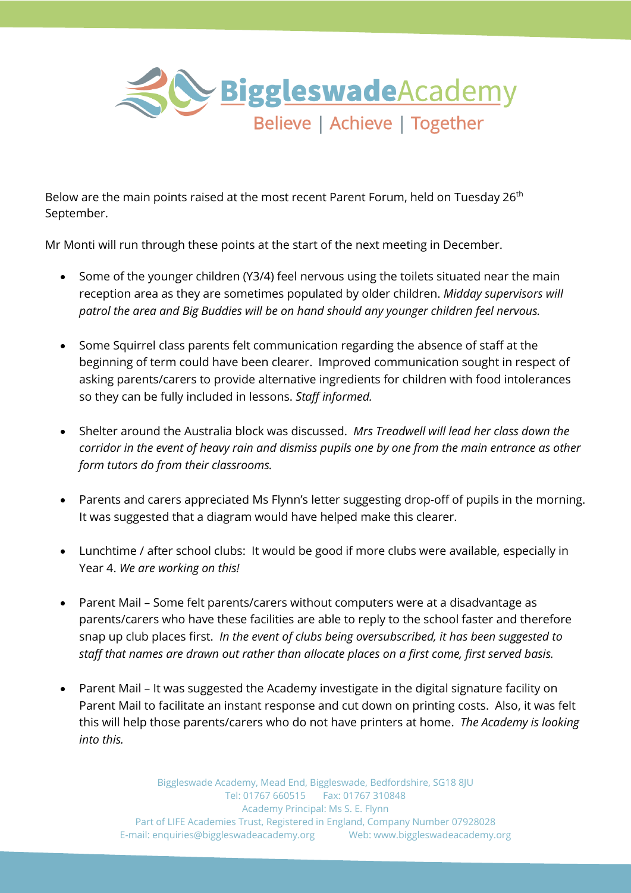# BiggleswadeAcademy

Believe | Achieve | Together

Below are the main points raised at the most recent Parent Forum, held on Tuesday 26th September.

Mr Monti will run through these points at the start of the next meeting in December.

- Some of the younger children (Y3/4) feel nervous using the toilets situated near the main reception area as they are sometimes populated by older children. *Midday supervisors will patrol the area and Big Buddies will be on hand should any younger children feel nervous.*

- Some Squirrel class parents felt communication regarding the absence of staff at the beginning of term could have been clearer. Improved communication sought in respect of asking parents/carers to provide alternative ingredients for children with food intolerances so they can be fully included in lessons. *Staff informed.*

- Shelter around the Australia block was discussed. *Mrs Treadwell will lead her class down the corridor in the event of heavy rain and dismiss pupils one by one from the main entrance as other form tutors do from their classrooms.*

- Parents and carers appreciated Ms Flynn's letter suggesting drop-off of pupils in the morning. It was suggested that a diagram would have helped make this clearer.

- Lunchtime / after school clubs: It would be good if more clubs were available, especially in Year 4. *We are working on this!*

- Parent Mail – Some felt parents/carers without computers were at a disadvantage as parents/carers who have these facilities are able to reply to the school faster and therefore snap up club places first. *In the event of clubs being oversubscribed, it has been suggested to staff that names are drawn out rather than allocate places on a first come, first served basis.*

- Parent Mail – It was suggested the Academy investigate in the digital signature facility on Parent Mail to facilitate an instant response and cut down on printing costs. Also, it was felt this will help those parents/carers who do not have printers at home. *The Academy is looking into this.*

Biggleswade Academy, Mead End, Biggleswade, Bedfordshire, SG18 8JU
Tel: 01767 660515 Fax: 01767 310848
Academy Principal: Ms S. E. Flynn
Part of LIFE Academies Trust, Registered in England, Company Number 07928028
E-mail: enquiries@biggleswadeacademy.org Web: www.biggleswadeacademy.org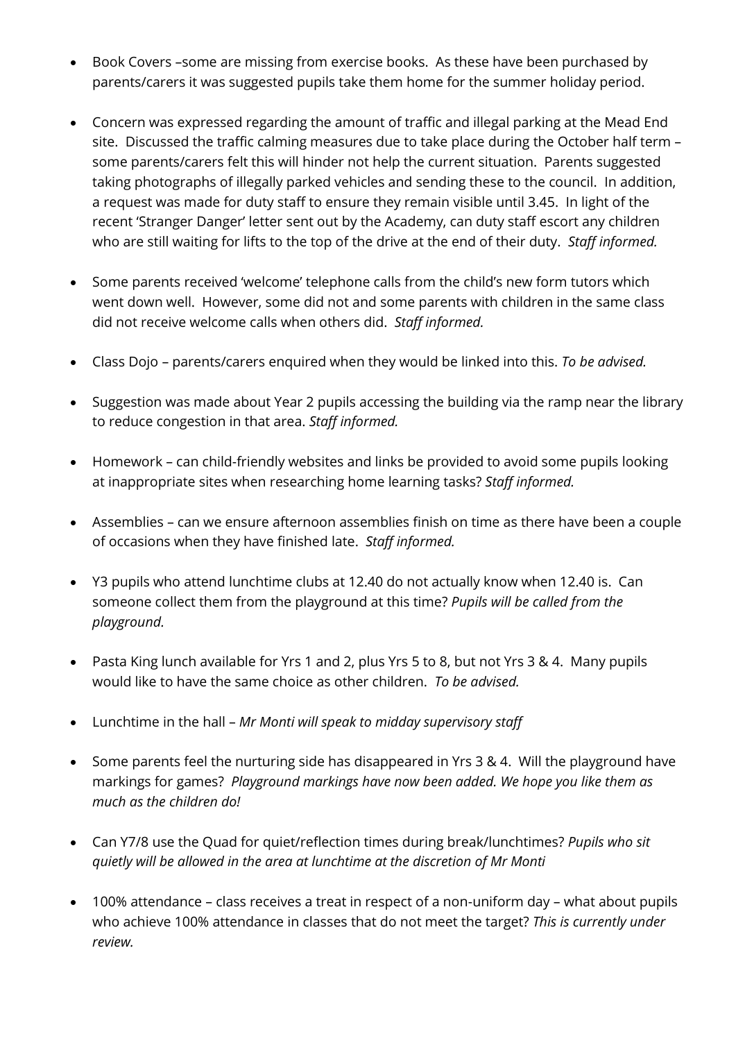- Book Covers –some are missing from exercise books. As these have been purchased by parents/carers it was suggested pupils take them home for the summer holiday period.

- Concern was expressed regarding the amount of traffic and illegal parking at the Mead End site. Discussed the traffic calming measures due to take place during the October half term – some parents/carers felt this will hinder not help the current situation. Parents suggested taking photographs of illegally parked vehicles and sending these to the council. In addition, a request was made for duty staff to ensure they remain visible until 3.45. In light of the recent 'Stranger Danger' letter sent out by the Academy, can duty staff escort any children who are still waiting for lifts to the top of the drive at the end of their duty. *Staff informed.*

- Some parents received 'welcome' telephone calls from the child's new form tutors which went down well. However, some did not and some parents with children in the same class did not receive welcome calls when others did. *Staff informed.*

- Class Dojo – parents/carers enquired when they would be linked into this. *To be advised.*

- Suggestion was made about Year 2 pupils accessing the building via the ramp near the library to reduce congestion in that area. *Staff informed.*

- Homework – can child-friendly websites and links be provided to avoid some pupils looking at inappropriate sites when researching home learning tasks? *Staff informed.*

- Assemblies – can we ensure afternoon assemblies finish on time as there have been a couple of occasions when they have finished late. *Staff informed.*

- Y3 pupils who attend lunchtime clubs at 12.40 do not actually know when 12.40 is. Can someone collect them from the playground at this time? *Pupils will be called from the playground.*

- Pasta King lunch available for Yrs 1 and 2, plus Yrs 5 to 8, but not Yrs 3 & 4. Many pupils would like to have the same choice as other children. *To be advised.*

- Lunchtime in the hall – *Mr Monti will speak to midday supervisory staff*

- Some parents feel the nurturing side has disappeared in Yrs 3 & 4. Will the playground have markings for games? *Playground markings have now been added. We hope you like them as much as the children do!*

- Can Y7/8 use the Quad for quiet/reflection times during break/lunchtimes? *Pupils who sit quietly will be allowed in the area at lunchtime at the discretion of Mr Monti*

- 100% attendance – class receives a treat in respect of a non-uniform day – what about pupils who achieve 100% attendance in classes that do not meet the target? *This is currently under review.*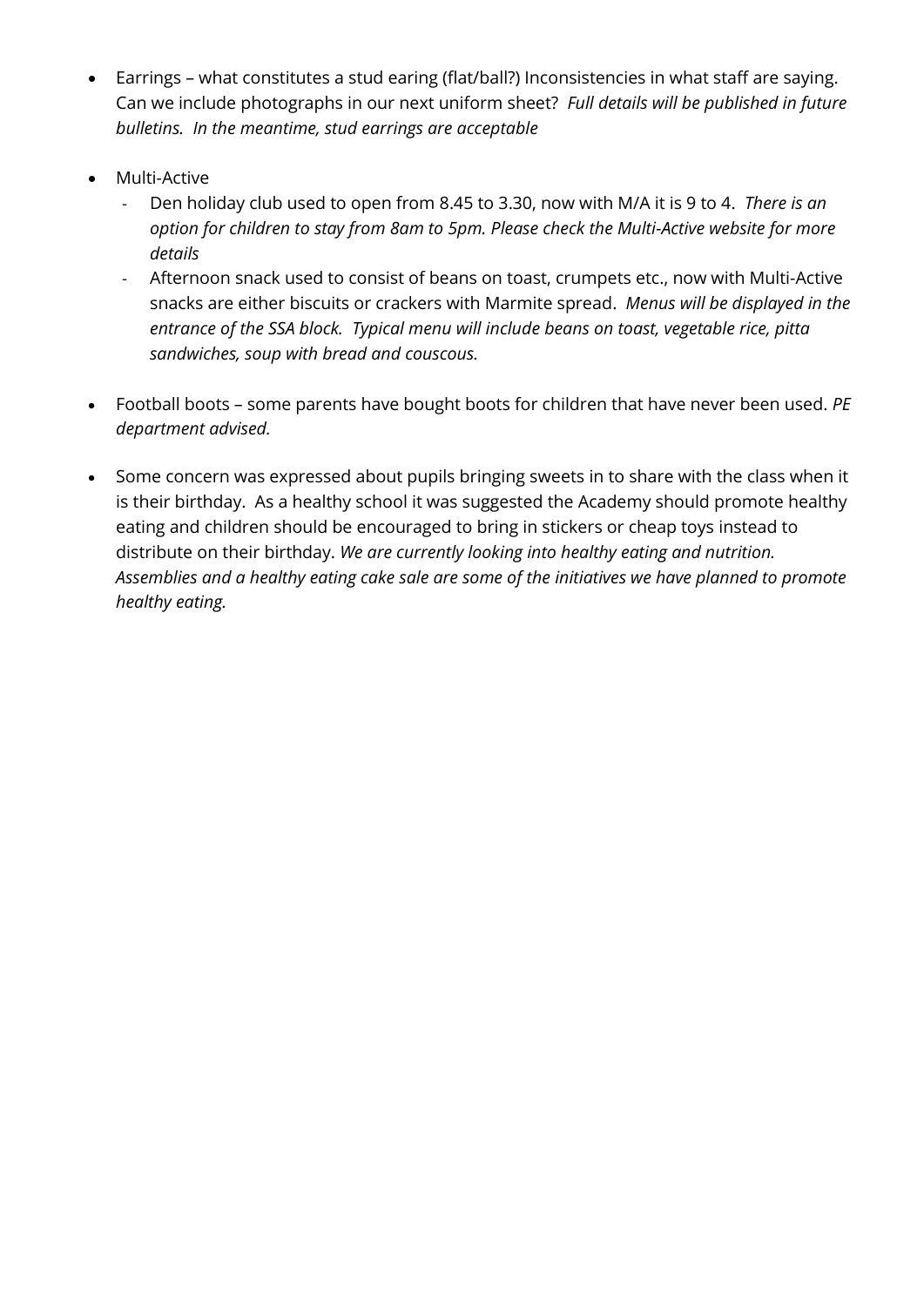- Earrings – what constitutes a stud earing (flat/ball?) Inconsistencies in what staff are saying. Can we include photographs in our next uniform sheet? *Full details will be published in future bulletins. In the meantime, stud earrings are acceptable*

- Multi-Active
  - Den holiday club used to open from 8.45 to 3.30, now with M/A it is 9 to 4. *There is an option for children to stay from 8am to 5pm. Please check the Multi-Active website for more details*
  - Afternoon snack used to consist of beans on toast, crumpets etc., now with Multi-Active snacks are either biscuits or crackers with Marmite spread. *Menus will be displayed in the entrance of the SSA block. Typical menu will include beans on toast, vegetable rice, pitta sandwiches, soup with bread and couscous.*

- Football boots – some parents have bought boots for children that have never been used. *PE department advised.*

- Some concern was expressed about pupils bringing sweets in to share with the class when it is their birthday. As a healthy school it was suggested the Academy should promote healthy eating and children should be encouraged to bring in stickers or cheap toys instead to distribute on their birthday. *We are currently looking into healthy eating and nutrition. Assemblies and a healthy eating cake sale are some of the initiatives we have planned to promote healthy eating.*